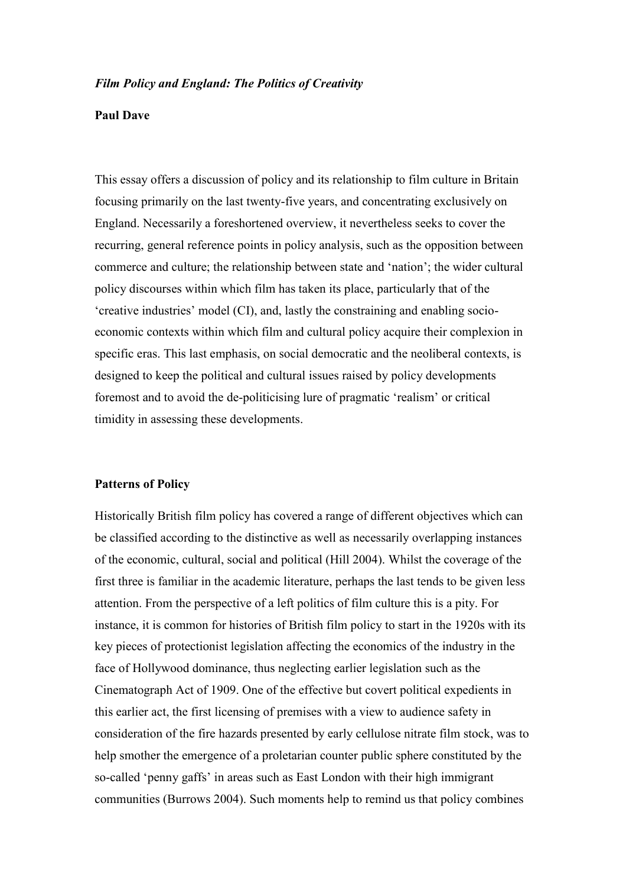*Film Policy and England: The Politics of Creativity*

**Paul Dave**

This essay offers a discussion of policy and its relationship to film culture in Britain focusing primarily on the last twenty-five years, and concentrating exclusively on England. Necessarily a foreshortened overview, it nevertheless seeks to cover the recurring, general reference points in policy analysis, such as the opposition between commerce and culture; the relationship between state and 'nation'; the wider cultural policy discourses within which film has taken its place, particularly that of the 'creative industries' model (CI), and, lastly the constraining and enabling socio-economic contexts within which film and cultural policy acquire their complexion in specific eras. This last emphasis, on social democratic and the neoliberal contexts, is designed to keep the political and cultural issues raised by policy developments foremost and to avoid the de-politicising lure of pragmatic 'realism' or critical timidity in assessing these developments.

## Patterns of Policy

Historically British film policy has covered a range of different objectives which can be classified according to the distinctive as well as necessarily overlapping instances of the economic, cultural, social and political (Hill 2004). Whilst the coverage of the first three is familiar in the academic literature, perhaps the last tends to be given less attention. From the perspective of a left politics of film culture this is a pity. For instance, it is common for histories of British film policy to start in the 1920s with its key pieces of protectionist legislation affecting the economics of the industry in the face of Hollywood dominance, thus neglecting earlier legislation such as the Cinematograph Act of 1909. One of the effective but covert political expedients in this earlier act, the first licensing of premises with a view to audience safety in consideration of the fire hazards presented by early cellulose nitrate film stock, was to help smother the emergence of a proletarian counter public sphere constituted by the so-called 'penny gaffs' in areas such as East London with their high immigrant communities (Burrows 2004). Such moments help to remind us that policy combines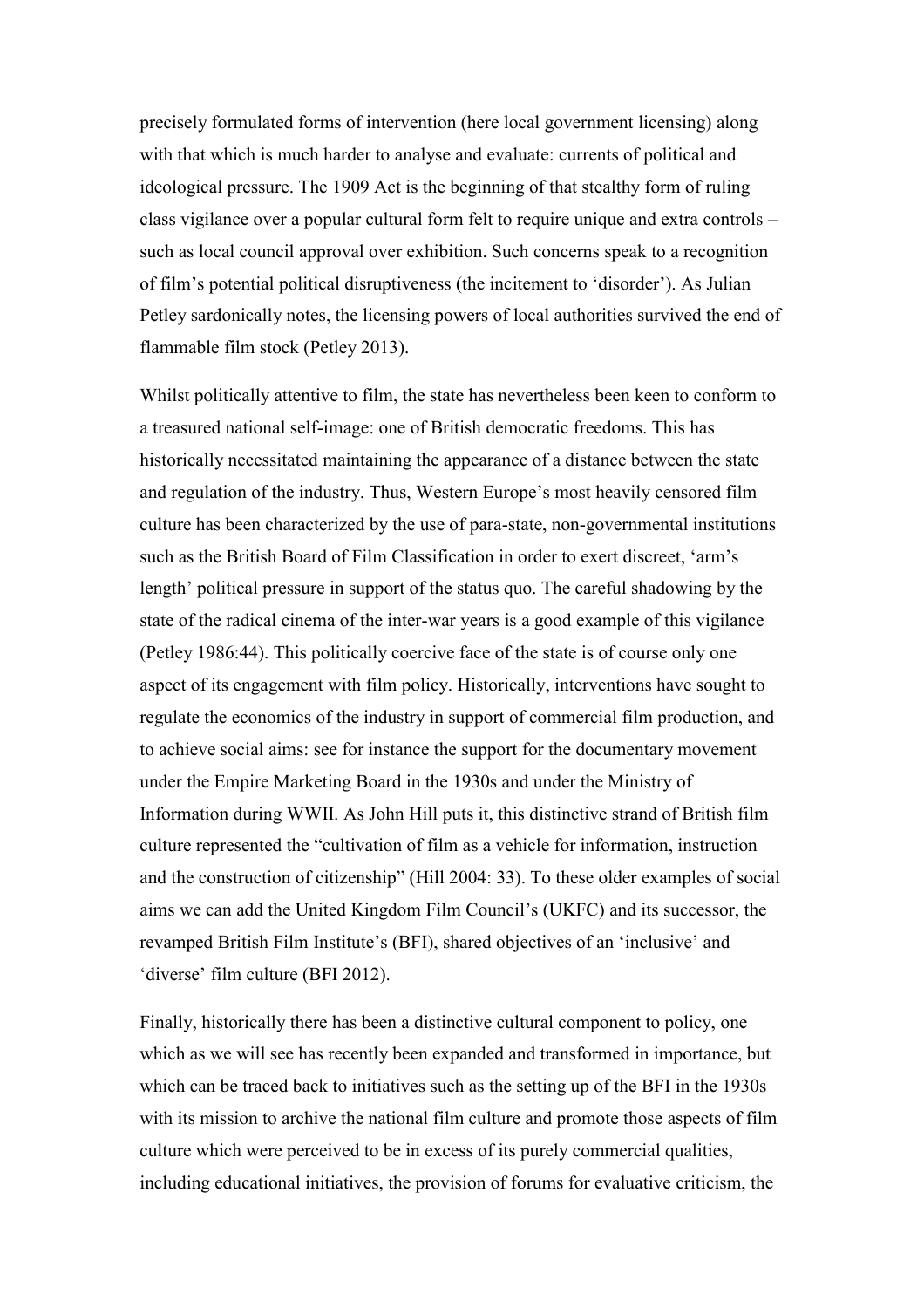precisely formulated forms of intervention (here local government licensing) along with that which is much harder to analyse and evaluate: currents of political and ideological pressure. The 1909 Act is the beginning of that stealthy form of ruling class vigilance over a popular cultural form felt to require unique and extra controls – such as local council approval over exhibition. Such concerns speak to a recognition of film's potential political disruptiveness (the incitement to 'disorder'). As Julian Petley sardonically notes, the licensing powers of local authorities survived the end of flammable film stock (Petley 2013).

Whilst politically attentive to film, the state has nevertheless been keen to conform to a treasured national self-image: one of British democratic freedoms. This has historically necessitated maintaining the appearance of a distance between the state and regulation of the industry. Thus, Western Europe's most heavily censored film culture has been characterized by the use of para-state, non-governmental institutions such as the British Board of Film Classification in order to exert discreet, 'arm's length' political pressure in support of the status quo. The careful shadowing by the state of the radical cinema of the inter-war years is a good example of this vigilance (Petley 1986:44). This politically coercive face of the state is of course only one aspect of its engagement with film policy. Historically, interventions have sought to regulate the economics of the industry in support of commercial film production, and to achieve social aims: see for instance the support for the documentary movement under the Empire Marketing Board in the 1930s and under the Ministry of Information during WWII. As John Hill puts it, this distinctive strand of British film culture represented the "cultivation of film as a vehicle for information, instruction and the construction of citizenship" (Hill 2004: 33). To these older examples of social aims we can add the United Kingdom Film Council's (UKFC) and its successor, the revamped British Film Institute's (BFI), shared objectives of an 'inclusive' and 'diverse' film culture (BFI 2012).

Finally, historically there has been a distinctive cultural component to policy, one which as we will see has recently been expanded and transformed in importance, but which can be traced back to initiatives such as the setting up of the BFI in the 1930s with its mission to archive the national film culture and promote those aspects of film culture which were perceived to be in excess of its purely commercial qualities, including educational initiatives, the provision of forums for evaluative criticism, the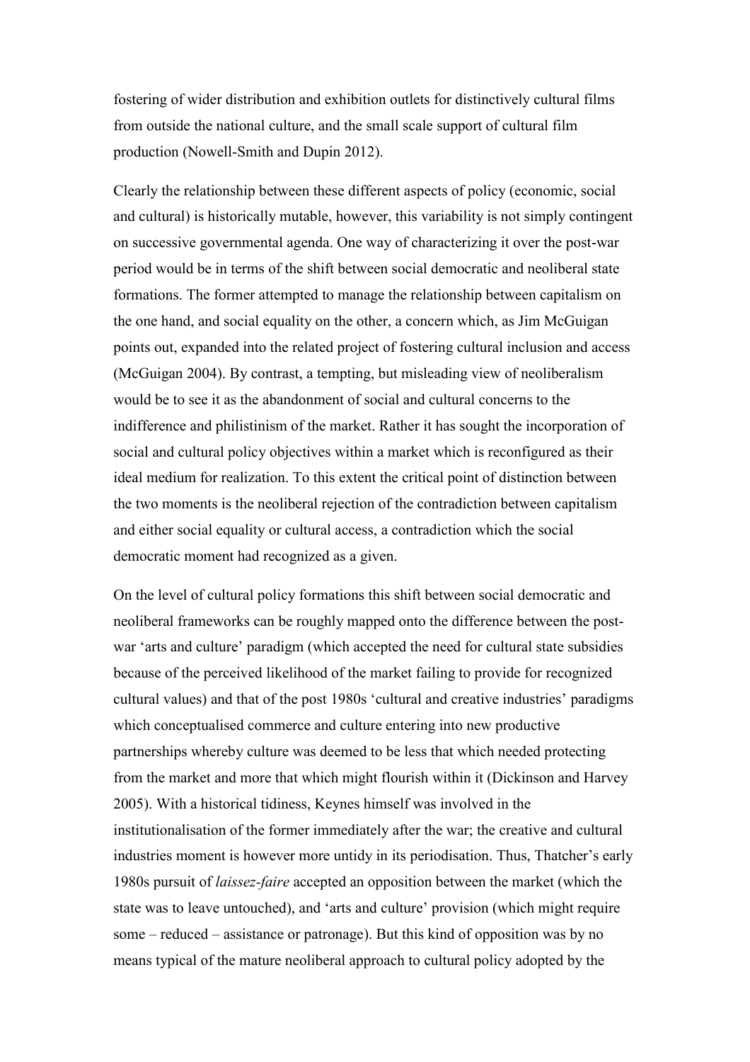fostering of wider distribution and exhibition outlets for distinctively cultural films from outside the national culture, and the small scale support of cultural film production (Nowell-Smith and Dupin 2012).

Clearly the relationship between these different aspects of policy (economic, social and cultural) is historically mutable, however, this variability is not simply contingent on successive governmental agenda. One way of characterizing it over the post-war period would be in terms of the shift between social democratic and neoliberal state formations. The former attempted to manage the relationship between capitalism on the one hand, and social equality on the other, a concern which, as Jim McGuigan points out, expanded into the related project of fostering cultural inclusion and access (McGuigan 2004). By contrast, a tempting, but misleading view of neoliberalism would be to see it as the abandonment of social and cultural concerns to the indifference and philistinism of the market. Rather it has sought the incorporation of social and cultural policy objectives within a market which is reconfigured as their ideal medium for realization. To this extent the critical point of distinction between the two moments is the neoliberal rejection of the contradiction between capitalism and either social equality or cultural access, a contradiction which the social democratic moment had recognized as a given.

On the level of cultural policy formations this shift between social democratic and neoliberal frameworks can be roughly mapped onto the difference between the post-war 'arts and culture' paradigm (which accepted the need for cultural state subsidies because of the perceived likelihood of the market failing to provide for recognized cultural values) and that of the post 1980s 'cultural and creative industries' paradigms which conceptualised commerce and culture entering into new productive partnerships whereby culture was deemed to be less that which needed protecting from the market and more that which might flourish within it (Dickinson and Harvey 2005). With a historical tidiness, Keynes himself was involved in the institutionalisation of the former immediately after the war; the creative and cultural industries moment is however more untidy in its periodisation. Thus, Thatcher's early 1980s pursuit of *laissez-faire* accepted an opposition between the market (which the state was to leave untouched), and 'arts and culture' provision (which might require some – reduced – assistance or patronage). But this kind of opposition was by no means typical of the mature neoliberal approach to cultural policy adopted by the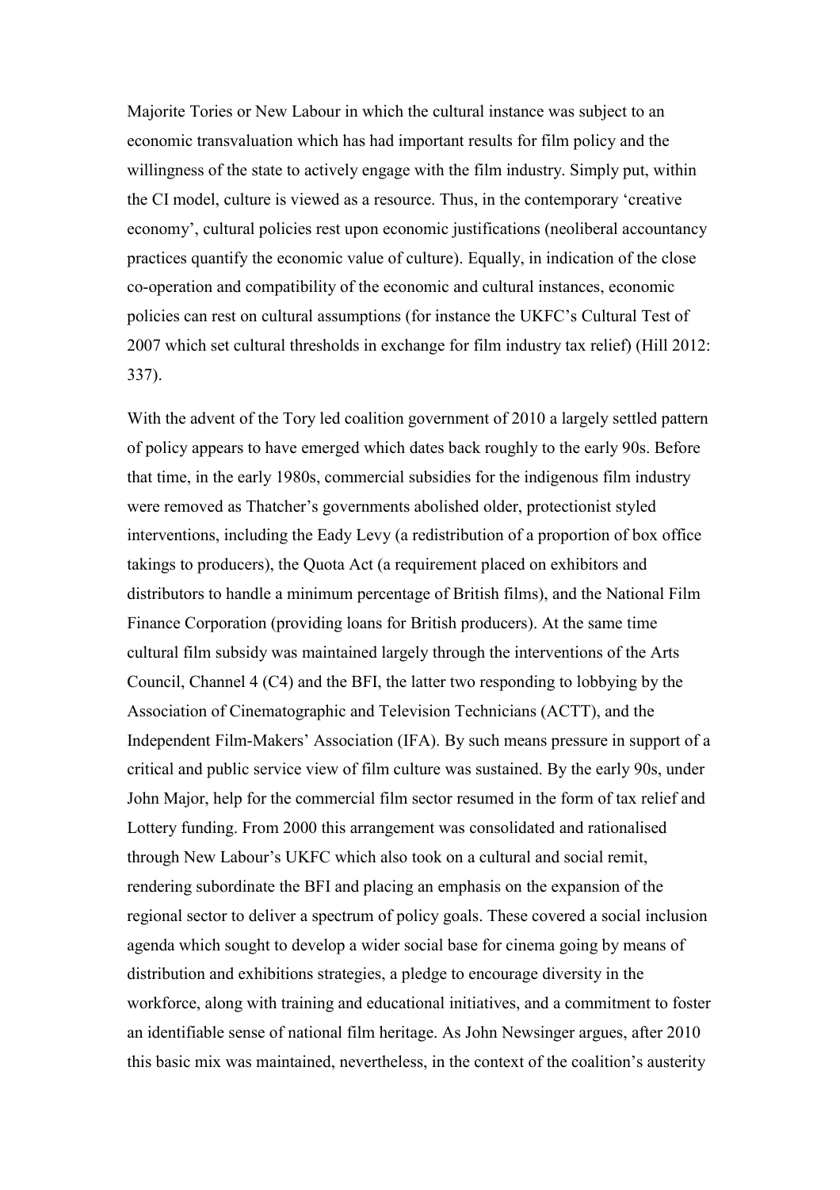Majorite Tories or New Labour in which the cultural instance was subject to an economic transvaluation which has had important results for film policy and the willingness of the state to actively engage with the film industry. Simply put, within the CI model, culture is viewed as a resource. Thus, in the contemporary 'creative economy', cultural policies rest upon economic justifications (neoliberal accountancy practices quantify the economic value of culture). Equally, in indication of the close co-operation and compatibility of the economic and cultural instances, economic policies can rest on cultural assumptions (for instance the UKFC's Cultural Test of 2007 which set cultural thresholds in exchange for film industry tax relief) (Hill 2012: 337).

With the advent of the Tory led coalition government of 2010 a largely settled pattern of policy appears to have emerged which dates back roughly to the early 90s. Before that time, in the early 1980s, commercial subsidies for the indigenous film industry were removed as Thatcher's governments abolished older, protectionist styled interventions, including the Eady Levy (a redistribution of a proportion of box office takings to producers), the Quota Act (a requirement placed on exhibitors and distributors to handle a minimum percentage of British films), and the National Film Finance Corporation (providing loans for British producers). At the same time cultural film subsidy was maintained largely through the interventions of the Arts Council, Channel 4 (C4) and the BFI, the latter two responding to lobbying by the Association of Cinematographic and Television Technicians (ACTT), and the Independent Film-Makers' Association (IFA). By such means pressure in support of a critical and public service view of film culture was sustained. By the early 90s, under John Major, help for the commercial film sector resumed in the form of tax relief and Lottery funding. From 2000 this arrangement was consolidated and rationalised through New Labour's UKFC which also took on a cultural and social remit, rendering subordinate the BFI and placing an emphasis on the expansion of the regional sector to deliver a spectrum of policy goals. These covered a social inclusion agenda which sought to develop a wider social base for cinema going by means of distribution and exhibitions strategies, a pledge to encourage diversity in the workforce, along with training and educational initiatives, and a commitment to foster an identifiable sense of national film heritage. As John Newsinger argues, after 2010 this basic mix was maintained, nevertheless, in the context of the coalition's austerity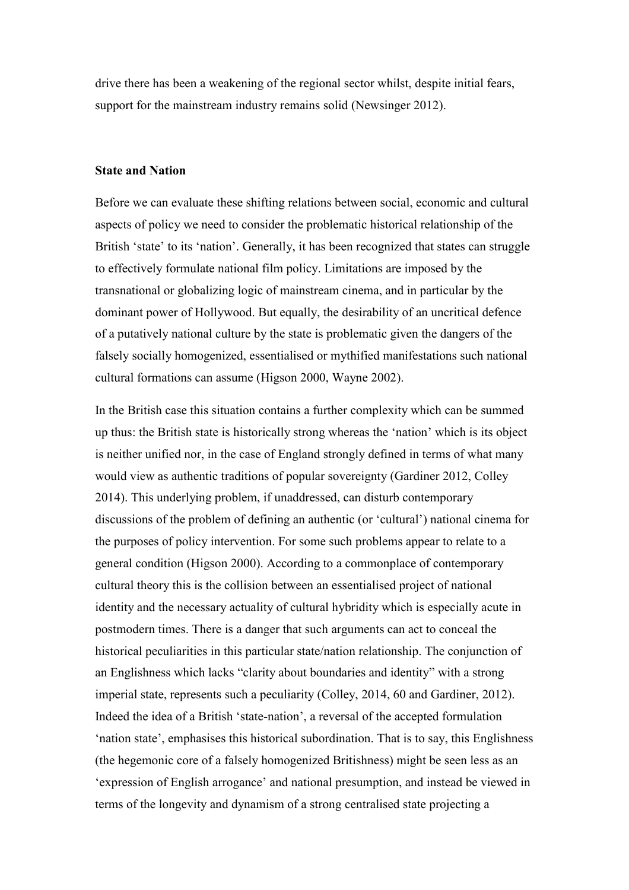drive there has been a weakening of the regional sector whilst, despite initial fears, support for the mainstream industry remains solid (Newsinger 2012).

**State and Nation**

Before we can evaluate these shifting relations between social, economic and cultural aspects of policy we need to consider the problematic historical relationship of the British 'state' to its 'nation'. Generally, it has been recognized that states can struggle to effectively formulate national film policy. Limitations are imposed by the transnational or globalizing logic of mainstream cinema, and in particular by the dominant power of Hollywood. But equally, the desirability of an uncritical defence of a putatively national culture by the state is problematic given the dangers of the falsely socially homogenized, essentialised or mythified manifestations such national cultural formations can assume (Higson 2000, Wayne 2002).

In the British case this situation contains a further complexity which can be summed up thus: the British state is historically strong whereas the 'nation' which is its object is neither unified nor, in the case of England strongly defined in terms of what many would view as authentic traditions of popular sovereignty (Gardiner 2012, Colley 2014). This underlying problem, if unaddressed, can disturb contemporary discussions of the problem of defining an authentic (or 'cultural') national cinema for the purposes of policy intervention. For some such problems appear to relate to a general condition (Higson 2000). According to a commonplace of contemporary cultural theory this is the collision between an essentialised project of national identity and the necessary actuality of cultural hybridity which is especially acute in postmodern times. There is a danger that such arguments can act to conceal the historical peculiarities in this particular state/nation relationship. The conjunction of an Englishness which lacks "clarity about boundaries and identity" with a strong imperial state, represents such a peculiarity (Colley, 2014, 60 and Gardiner, 2012). Indeed the idea of a British 'state-nation', a reversal of the accepted formulation 'nation state', emphasises this historical subordination. That is to say, this Englishness (the hegemonic core of a falsely homogenized Britishness) might be seen less as an 'expression of English arrogance' and national presumption, and instead be viewed in terms of the longevity and dynamism of a strong centralised state projecting a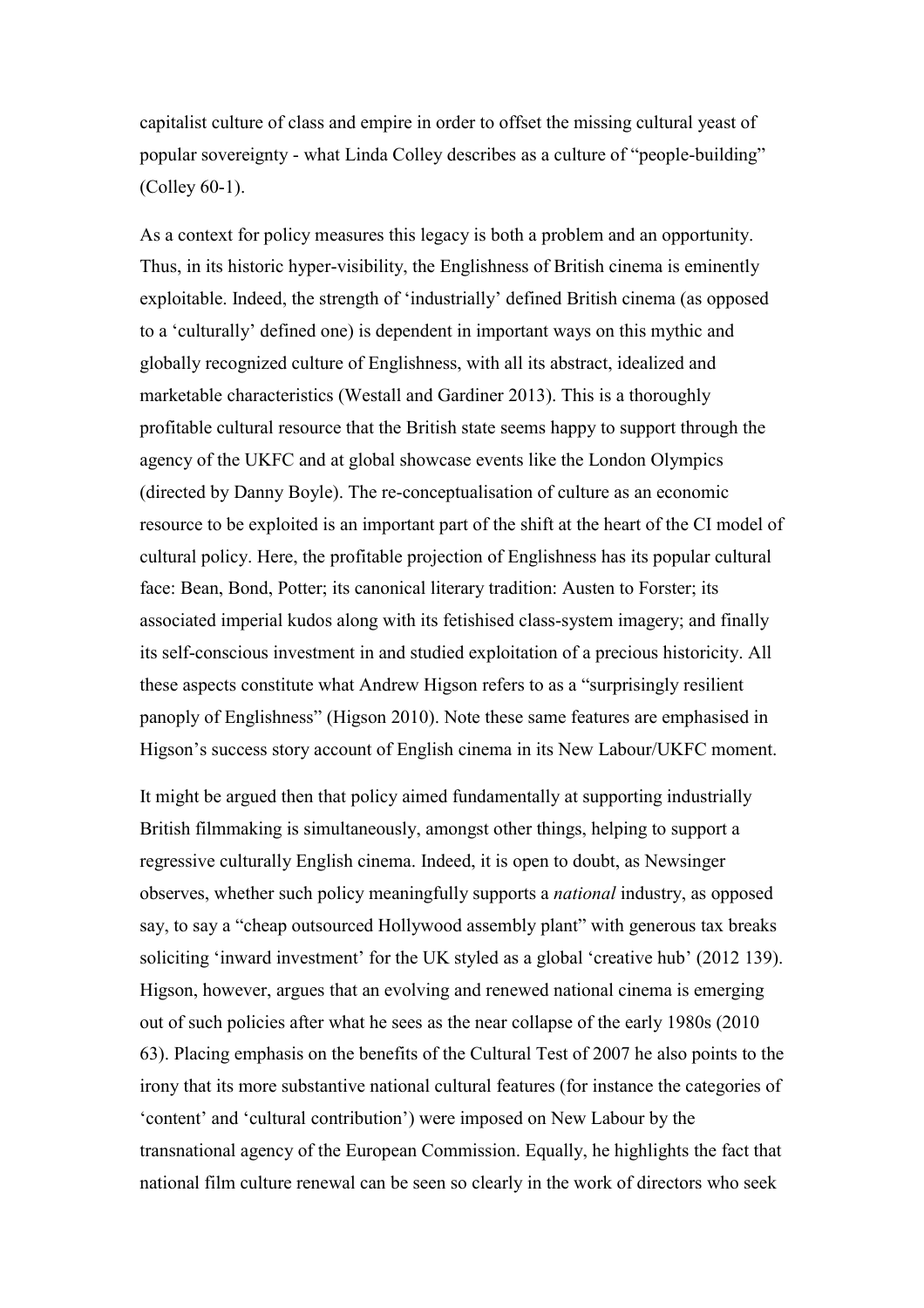capitalist culture of class and empire in order to offset the missing cultural yeast of popular sovereignty - what Linda Colley describes as a culture of "people-building" (Colley 60-1).

As a context for policy measures this legacy is both a problem and an opportunity. Thus, in its historic hyper-visibility, the Englishness of British cinema is eminently exploitable. Indeed, the strength of 'industrially' defined British cinema (as opposed to a 'culturally' defined one) is dependent in important ways on this mythic and globally recognized culture of Englishness, with all its abstract, idealized and marketable characteristics (Westall and Gardiner 2013). This is a thoroughly profitable cultural resource that the British state seems happy to support through the agency of the UKFC and at global showcase events like the London Olympics (directed by Danny Boyle). The re-conceptualisation of culture as an economic resource to be exploited is an important part of the shift at the heart of the CI model of cultural policy. Here, the profitable projection of Englishness has its popular cultural face: Bean, Bond, Potter; its canonical literary tradition: Austen to Forster; its associated imperial kudos along with its fetishised class-system imagery; and finally its self-conscious investment in and studied exploitation of a precious historicity. All these aspects constitute what Andrew Higson refers to as a "surprisingly resilient panoply of Englishness" (Higson 2010). Note these same features are emphasised in Higson's success story account of English cinema in its New Labour/UKFC moment.

It might be argued then that policy aimed fundamentally at supporting industrially British filmmaking is simultaneously, amongst other things, helping to support a regressive culturally English cinema. Indeed, it is open to doubt, as Newsinger observes, whether such policy meaningfully supports a *national* industry, as opposed say, to say a "cheap outsourced Hollywood assembly plant" with generous tax breaks soliciting 'inward investment' for the UK styled as a global 'creative hub' (2012 139). Higson, however, argues that an evolving and renewed national cinema is emerging out of such policies after what he sees as the near collapse of the early 1980s (2010 63). Placing emphasis on the benefits of the Cultural Test of 2007 he also points to the irony that its more substantive national cultural features (for instance the categories of 'content' and 'cultural contribution') were imposed on New Labour by the transnational agency of the European Commission. Equally, he highlights the fact that national film culture renewal can be seen so clearly in the work of directors who seek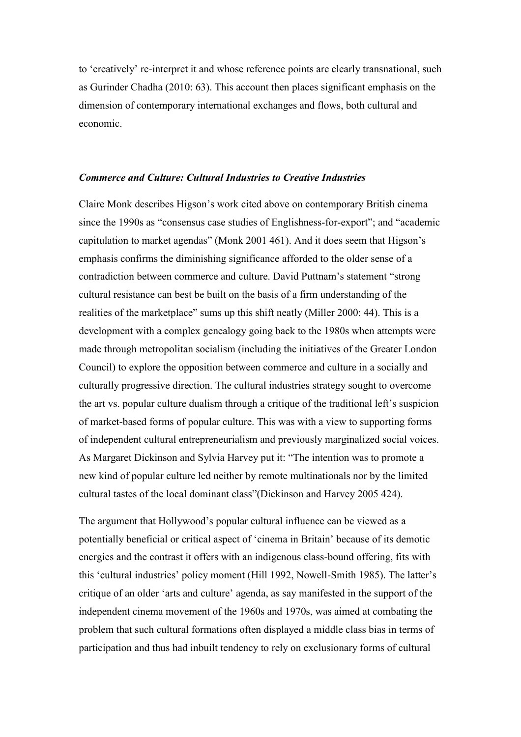to 'creatively' re-interpret it and whose reference points are clearly transnational, such as Gurinder Chadha (2010: 63). This account then places significant emphasis on the dimension of contemporary international exchanges and flows, both cultural and economic.

### *Commerce and Culture: Cultural Industries to Creative Industries*

Claire Monk describes Higson's work cited above on contemporary British cinema since the 1990s as "consensus case studies of Englishness-for-export"; and "academic capitulation to market agendas" (Monk 2001 461). And it does seem that Higson's emphasis confirms the diminishing significance afforded to the older sense of a contradiction between commerce and culture. David Puttnam's statement "strong cultural resistance can best be built on the basis of a firm understanding of the realities of the marketplace" sums up this shift neatly (Miller 2000: 44). This is a development with a complex genealogy going back to the 1980s when attempts were made through metropolitan socialism (including the initiatives of the Greater London Council) to explore the opposition between commerce and culture in a socially and culturally progressive direction. The cultural industries strategy sought to overcome the art vs. popular culture dualism through a critique of the traditional left's suspicion of market-based forms of popular culture. This was with a view to supporting forms of independent cultural entrepreneurialism and previously marginalized social voices. As Margaret Dickinson and Sylvia Harvey put it: "The intention was to promote a new kind of popular culture led neither by remote multinationals nor by the limited cultural tastes of the local dominant class"(Dickinson and Harvey 2005 424).

The argument that Hollywood's popular cultural influence can be viewed as a potentially beneficial or critical aspect of 'cinema in Britain' because of its demotic energies and the contrast it offers with an indigenous class-bound offering, fits with this 'cultural industries' policy moment (Hill 1992, Nowell-Smith 1985). The latter's critique of an older 'arts and culture' agenda, as say manifested in the support of the independent cinema movement of the 1960s and 1970s, was aimed at combating the problem that such cultural formations often displayed a middle class bias in terms of participation and thus had inbuilt tendency to rely on exclusionary forms of cultural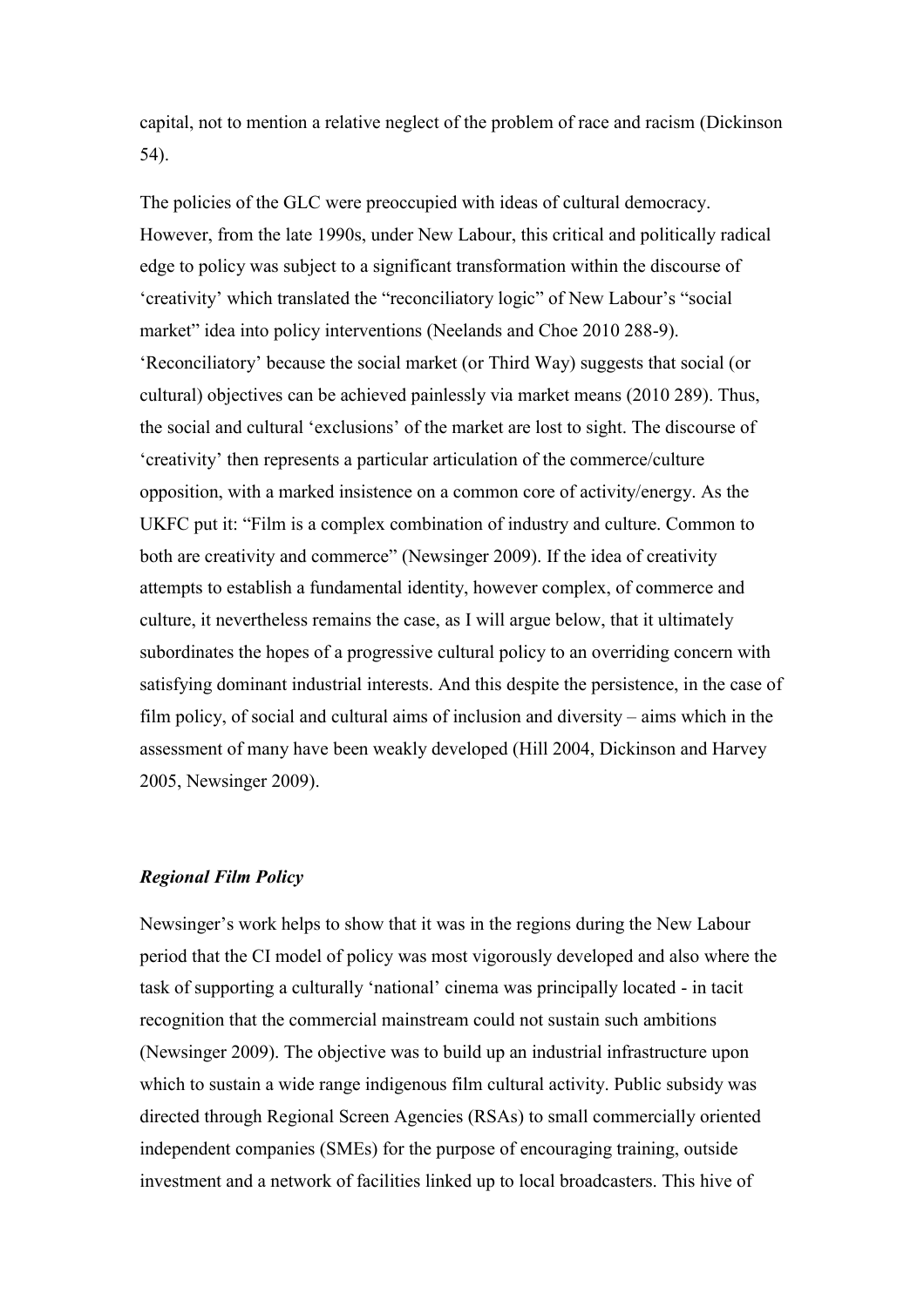capital, not to mention a relative neglect of the problem of race and racism (Dickinson 54).

The policies of the GLC were preoccupied with ideas of cultural democracy. However, from the late 1990s, under New Labour, this critical and politically radical edge to policy was subject to a significant transformation within the discourse of 'creativity' which translated the "reconciliatory logic" of New Labour's "social market" idea into policy interventions (Neelands and Choe 2010 288-9). 'Reconciliatory' because the social market (or Third Way) suggests that social (or cultural) objectives can be achieved painlessly via market means (2010 289). Thus, the social and cultural 'exclusions' of the market are lost to sight. The discourse of 'creativity' then represents a particular articulation of the commerce/culture opposition, with a marked insistence on a common core of activity/energy. As the UKFC put it: "Film is a complex combination of industry and culture. Common to both are creativity and commerce" (Newsinger 2009). If the idea of creativity attempts to establish a fundamental identity, however complex, of commerce and culture, it nevertheless remains the case, as I will argue below, that it ultimately subordinates the hopes of a progressive cultural policy to an overriding concern with satisfying dominant industrial interests. And this despite the persistence, in the case of film policy, of social and cultural aims of inclusion and diversity – aims which in the assessment of many have been weakly developed (Hill 2004, Dickinson and Harvey 2005, Newsinger 2009).

### ***Regional Film Policy***

Newsinger's work helps to show that it was in the regions during the New Labour period that the CI model of policy was most vigorously developed and also where the task of supporting a culturally 'national' cinema was principally located - in tacit recognition that the commercial mainstream could not sustain such ambitions (Newsinger 2009). The objective was to build up an industrial infrastructure upon which to sustain a wide range indigenous film cultural activity. Public subsidy was directed through Regional Screen Agencies (RSAs) to small commercially oriented independent companies (SMEs) for the purpose of encouraging training, outside investment and a network of facilities linked up to local broadcasters. This hive of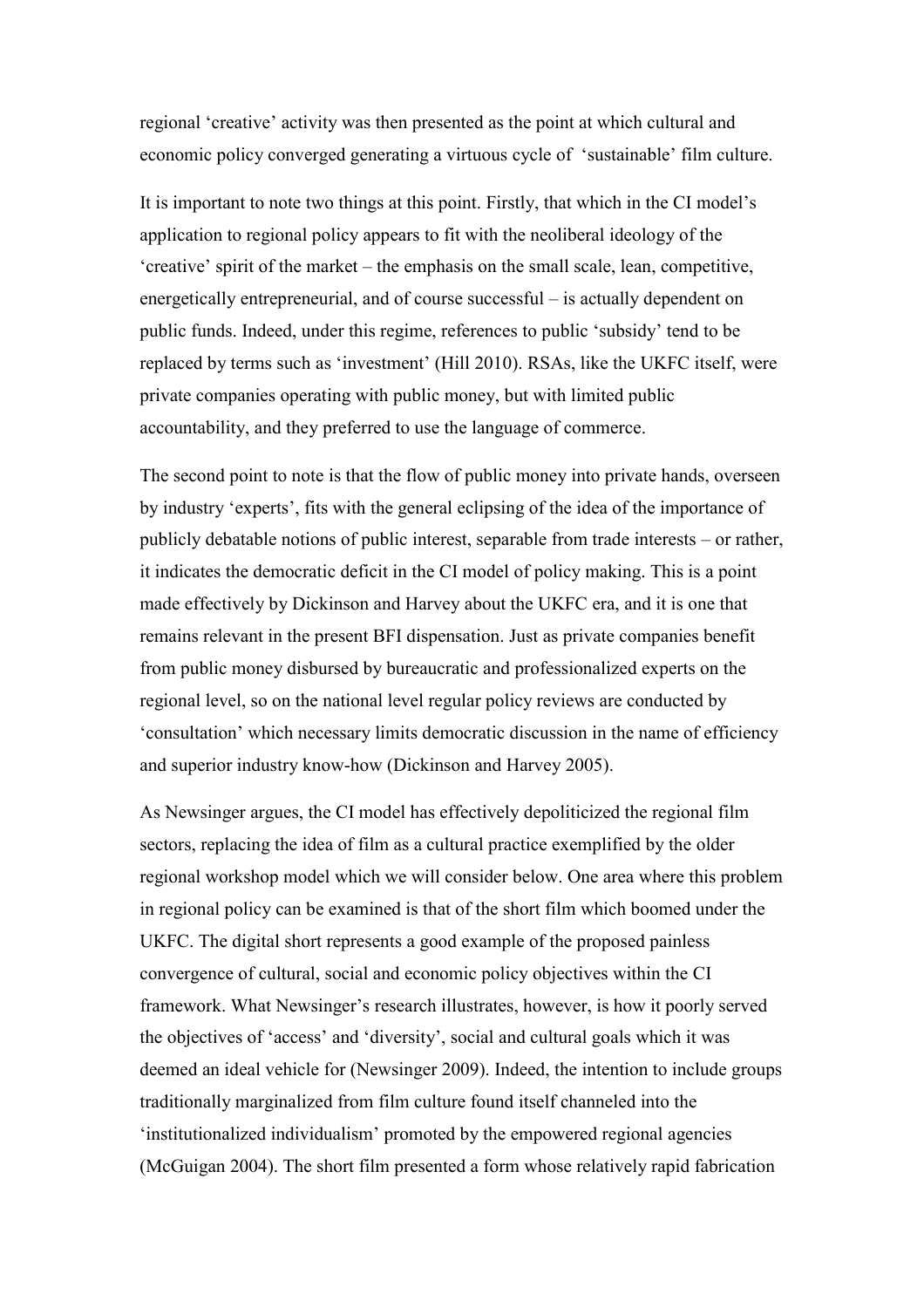regional 'creative' activity was then presented as the point at which cultural and economic policy converged generating a virtuous cycle of 'sustainable' film culture.

It is important to note two things at this point. Firstly, that which in the CI model's application to regional policy appears to fit with the neoliberal ideology of the 'creative' spirit of the market – the emphasis on the small scale, lean, competitive, energetically entrepreneurial, and of course successful – is actually dependent on public funds. Indeed, under this regime, references to public 'subsidy' tend to be replaced by terms such as 'investment' (Hill 2010). RSAs, like the UKFC itself, were private companies operating with public money, but with limited public accountability, and they preferred to use the language of commerce.

The second point to note is that the flow of public money into private hands, overseen by industry 'experts', fits with the general eclipsing of the idea of the importance of publicly debatable notions of public interest, separable from trade interests – or rather, it indicates the democratic deficit in the CI model of policy making. This is a point made effectively by Dickinson and Harvey about the UKFC era, and it is one that remains relevant in the present BFI dispensation. Just as private companies benefit from public money disbursed by bureaucratic and professionalized experts on the regional level, so on the national level regular policy reviews are conducted by 'consultation' which necessary limits democratic discussion in the name of efficiency and superior industry know-how (Dickinson and Harvey 2005).

As Newsinger argues, the CI model has effectively depoliticized the regional film sectors, replacing the idea of film as a cultural practice exemplified by the older regional workshop model which we will consider below. One area where this problem in regional policy can be examined is that of the short film which boomed under the UKFC. The digital short represents a good example of the proposed painless convergence of cultural, social and economic policy objectives within the CI framework. What Newsinger's research illustrates, however, is how it poorly served the objectives of 'access' and 'diversity', social and cultural goals which it was deemed an ideal vehicle for (Newsinger 2009). Indeed, the intention to include groups traditionally marginalized from film culture found itself channeled into the 'institutionalized individualism' promoted by the empowered regional agencies (McGuigan 2004). The short film presented a form whose relatively rapid fabrication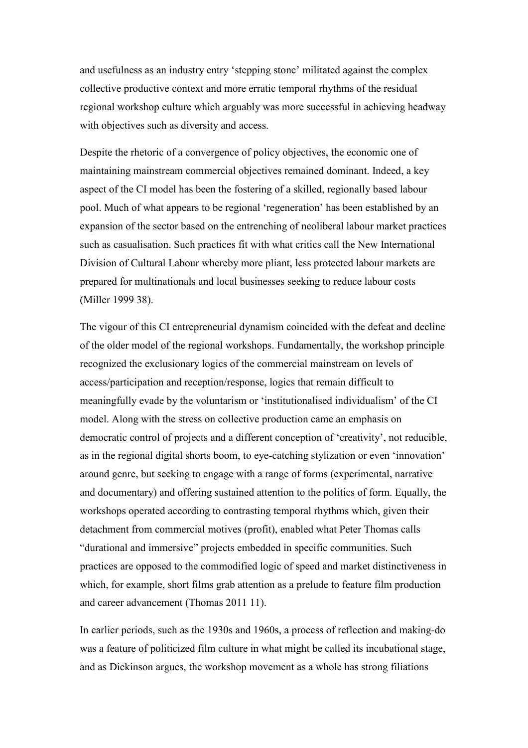and usefulness as an industry entry 'stepping stone' militated against the complex collective productive context and more erratic temporal rhythms of the residual regional workshop culture which arguably was more successful in achieving headway with objectives such as diversity and access.

Despite the rhetoric of a convergence of policy objectives, the economic one of maintaining mainstream commercial objectives remained dominant. Indeed, a key aspect of the CI model has been the fostering of a skilled, regionally based labour pool. Much of what appears to be regional 'regeneration' has been established by an expansion of the sector based on the entrenching of neoliberal labour market practices such as casualisation. Such practices fit with what critics call the New International Division of Cultural Labour whereby more pliant, less protected labour markets are prepared for multinationals and local businesses seeking to reduce labour costs (Miller 1999 38).

The vigour of this CI entrepreneurial dynamism coincided with the defeat and decline of the older model of the regional workshops. Fundamentally, the workshop principle recognized the exclusionary logics of the commercial mainstream on levels of access/participation and reception/response, logics that remain difficult to meaningfully evade by the voluntarism or 'institutionalised individualism' of the CI model. Along with the stress on collective production came an emphasis on democratic control of projects and a different conception of 'creativity', not reducible, as in the regional digital shorts boom, to eye-catching stylization or even 'innovation' around genre, but seeking to engage with a range of forms (experimental, narrative and documentary) and offering sustained attention to the politics of form. Equally, the workshops operated according to contrasting temporal rhythms which, given their detachment from commercial motives (profit), enabled what Peter Thomas calls "durational and immersive" projects embedded in specific communities. Such practices are opposed to the commodified logic of speed and market distinctiveness in which, for example, short films grab attention as a prelude to feature film production and career advancement (Thomas 2011 11).

In earlier periods, such as the 1930s and 1960s, a process of reflection and making-do was a feature of politicized film culture in what might be called its incubational stage, and as Dickinson argues, the workshop movement as a whole has strong filiations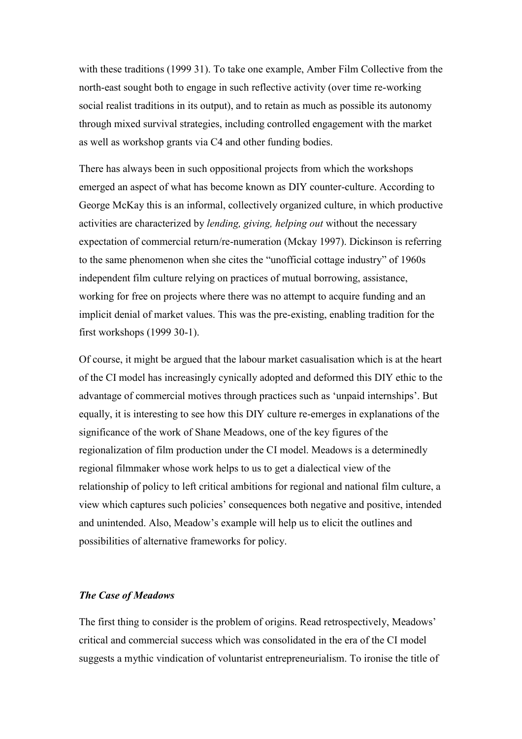with these traditions (1999 31). To take one example, Amber Film Collective from the north-east sought both to engage in such reflective activity (over time re-working social realist traditions in its output), and to retain as much as possible its autonomy through mixed survival strategies, including controlled engagement with the market as well as workshop grants via C4 and other funding bodies.

There has always been in such oppositional projects from which the workshops emerged an aspect of what has become known as DIY counter-culture. According to George McKay this is an informal, collectively organized culture, in which productive activities are characterized by *lending, giving, helping out* without the necessary expectation of commercial return/re-numeration (Mckay 1997). Dickinson is referring to the same phenomenon when she cites the "unofficial cottage industry" of 1960s independent film culture relying on practices of mutual borrowing, assistance, working for free on projects where there was no attempt to acquire funding and an implicit denial of market values. This was the pre-existing, enabling tradition for the first workshops (1999 30-1).

Of course, it might be argued that the labour market casualisation which is at the heart of the CI model has increasingly cynically adopted and deformed this DIY ethic to the advantage of commercial motives through practices such as 'unpaid internships'. But equally, it is interesting to see how this DIY culture re-emerges in explanations of the significance of the work of Shane Meadows, one of the key figures of the regionalization of film production under the CI model. Meadows is a determinedly regional filmmaker whose work helps to us to get a dialectical view of the relationship of policy to left critical ambitions for regional and national film culture, a view which captures such policies' consequences both negative and positive, intended and unintended. Also, Meadow's example will help us to elicit the outlines and possibilities of alternative frameworks for policy.

### *The Case of Meadows*

The first thing to consider is the problem of origins. Read retrospectively, Meadows' critical and commercial success which was consolidated in the era of the CI model suggests a mythic vindication of voluntarist entrepreneurialism. To ironise the title of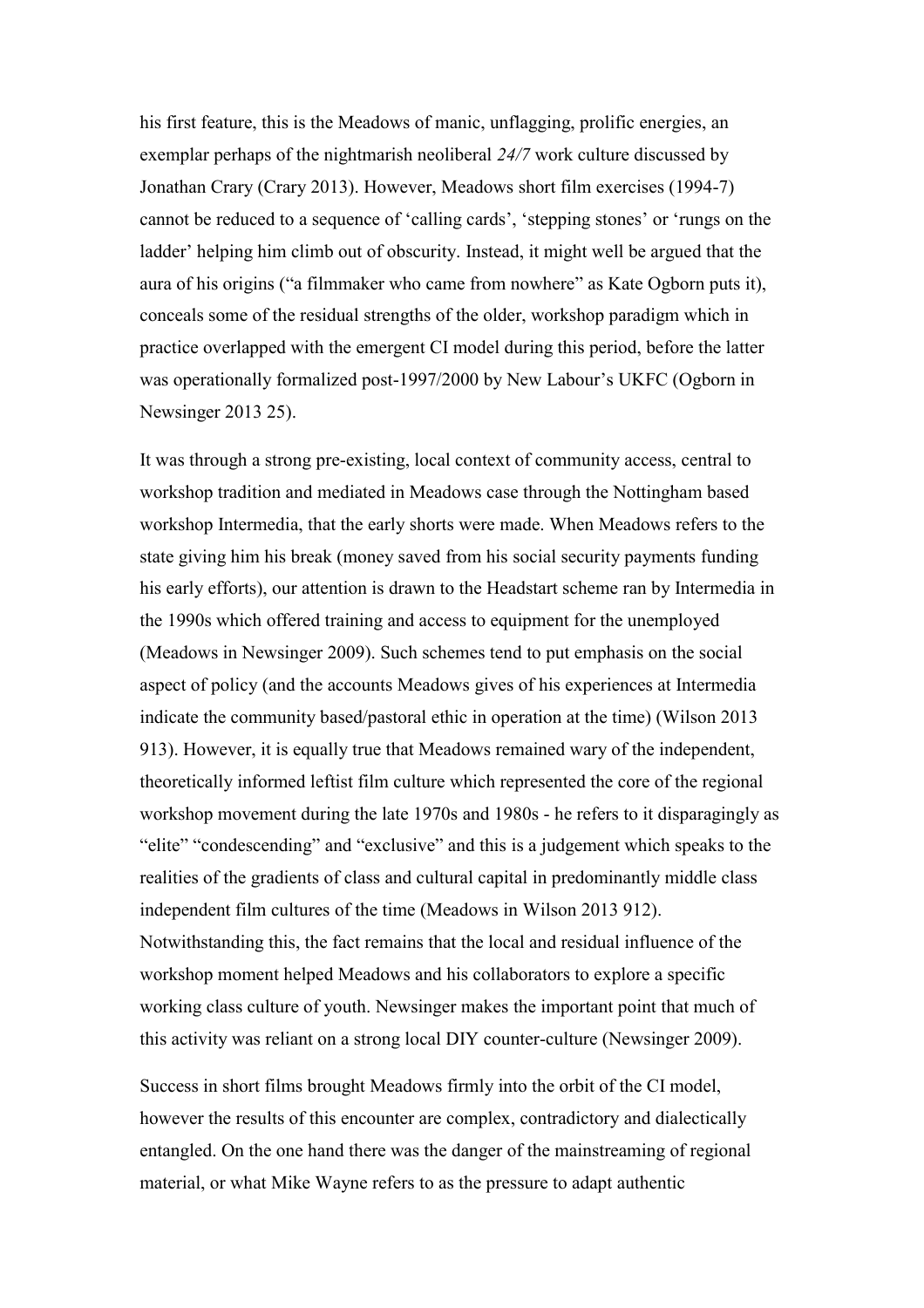his first feature, this is the Meadows of manic, unflagging, prolific energies, an exemplar perhaps of the nightmarish neoliberal *24/7* work culture discussed by Jonathan Crary (Crary 2013). However, Meadows short film exercises (1994-7) cannot be reduced to a sequence of 'calling cards', 'stepping stones' or 'rungs on the ladder' helping him climb out of obscurity. Instead, it might well be argued that the aura of his origins ("a filmmaker who came from nowhere" as Kate Ogborn puts it), conceals some of the residual strengths of the older, workshop paradigm which in practice overlapped with the emergent CI model during this period, before the latter was operationally formalized post-1997/2000 by New Labour's UKFC (Ogborn in Newsinger 2013 25).

It was through a strong pre-existing, local context of community access, central to workshop tradition and mediated in Meadows case through the Nottingham based workshop Intermedia, that the early shorts were made. When Meadows refers to the state giving him his break (money saved from his social security payments funding his early efforts), our attention is drawn to the Headstart scheme ran by Intermedia in the 1990s which offered training and access to equipment for the unemployed (Meadows in Newsinger 2009). Such schemes tend to put emphasis on the social aspect of policy (and the accounts Meadows gives of his experiences at Intermedia indicate the community based/pastoral ethic in operation at the time) (Wilson 2013 913). However, it is equally true that Meadows remained wary of the independent, theoretically informed leftist film culture which represented the core of the regional workshop movement during the late 1970s and 1980s - he refers to it disparagingly as "elite" "condescending" and "exclusive" and this is a judgement which speaks to the realities of the gradients of class and cultural capital in predominantly middle class independent film cultures of the time (Meadows in Wilson 2013 912). Notwithstanding this, the fact remains that the local and residual influence of the workshop moment helped Meadows and his collaborators to explore a specific working class culture of youth. Newsinger makes the important point that much of this activity was reliant on a strong local DIY counter-culture (Newsinger 2009).

Success in short films brought Meadows firmly into the orbit of the CI model, however the results of this encounter are complex, contradictory and dialectically entangled. On the one hand there was the danger of the mainstreaming of regional material, or what Mike Wayne refers to as the pressure to adapt authentic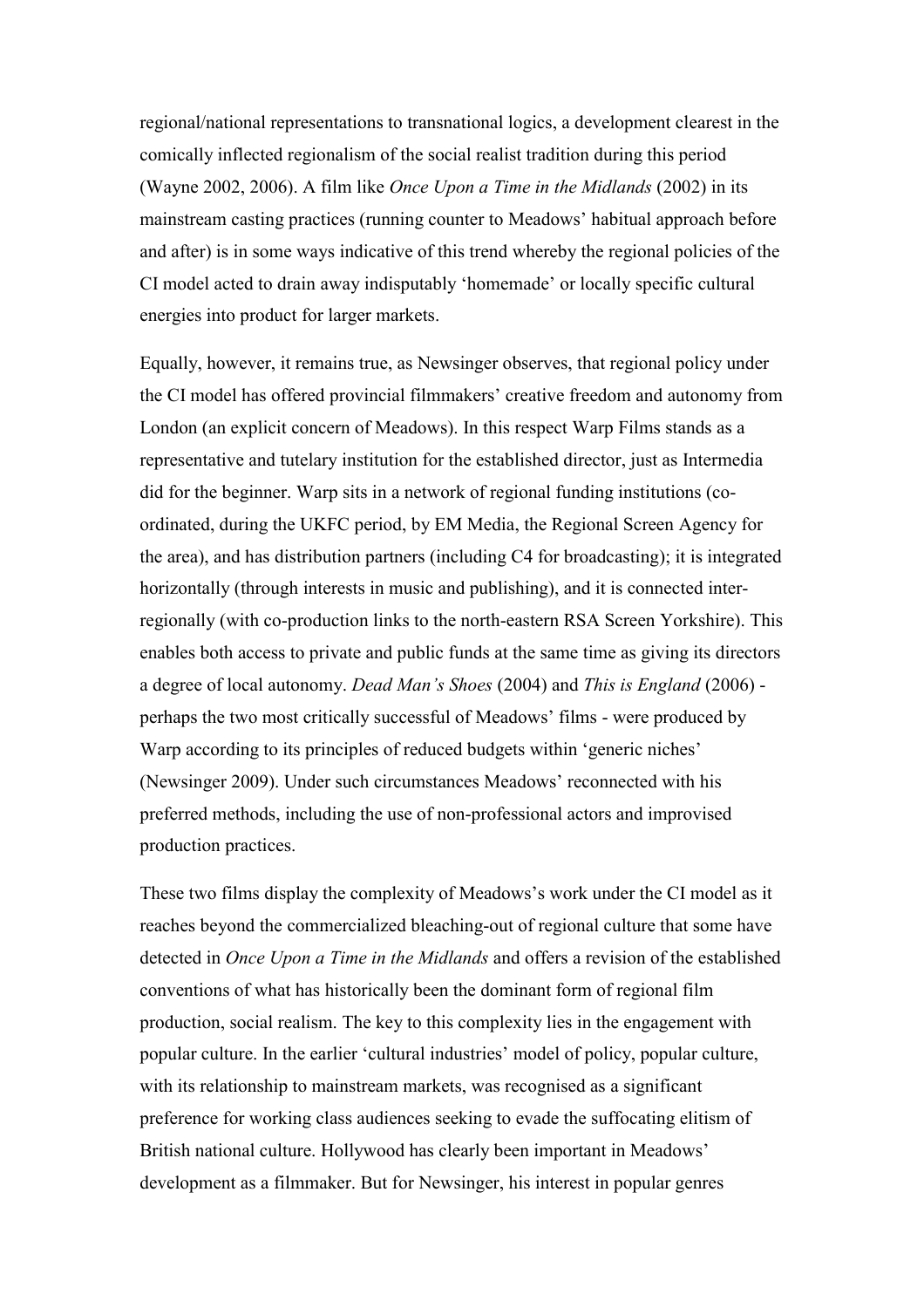regional/national representations to transnational logics, a development clearest in the comically inflected regionalism of the social realist tradition during this period (Wayne 2002, 2006). A film like *Once Upon a Time in the Midlands* (2002) in its mainstream casting practices (running counter to Meadows' habitual approach before and after) is in some ways indicative of this trend whereby the regional policies of the CI model acted to drain away indisputably 'homemade' or locally specific cultural energies into product for larger markets.

Equally, however, it remains true, as Newsinger observes, that regional policy under the CI model has offered provincial filmmakers' creative freedom and autonomy from London (an explicit concern of Meadows). In this respect Warp Films stands as a representative and tutelary institution for the established director, just as Intermedia did for the beginner. Warp sits in a network of regional funding institutions (co-ordinated, during the UKFC period, by EM Media, the Regional Screen Agency for the area), and has distribution partners (including C4 for broadcasting); it is integrated horizontally (through interests in music and publishing), and it is connected inter-regionally (with co-production links to the north-eastern RSA Screen Yorkshire). This enables both access to private and public funds at the same time as giving its directors a degree of local autonomy. *Dead Man's Shoes* (2004) and *This is England* (2006) - perhaps the two most critically successful of Meadows' films - were produced by Warp according to its principles of reduced budgets within 'generic niches' (Newsinger 2009). Under such circumstances Meadows' reconnected with his preferred methods, including the use of non-professional actors and improvised production practices.

These two films display the complexity of Meadows's work under the CI model as it reaches beyond the commercialized bleaching-out of regional culture that some have detected in *Once Upon a Time in the Midlands* and offers a revision of the established conventions of what has historically been the dominant form of regional film production, social realism. The key to this complexity lies in the engagement with popular culture. In the earlier 'cultural industries' model of policy, popular culture, with its relationship to mainstream markets, was recognised as a significant preference for working class audiences seeking to evade the suffocating elitism of British national culture. Hollywood has clearly been important in Meadows' development as a filmmaker. But for Newsinger, his interest in popular genres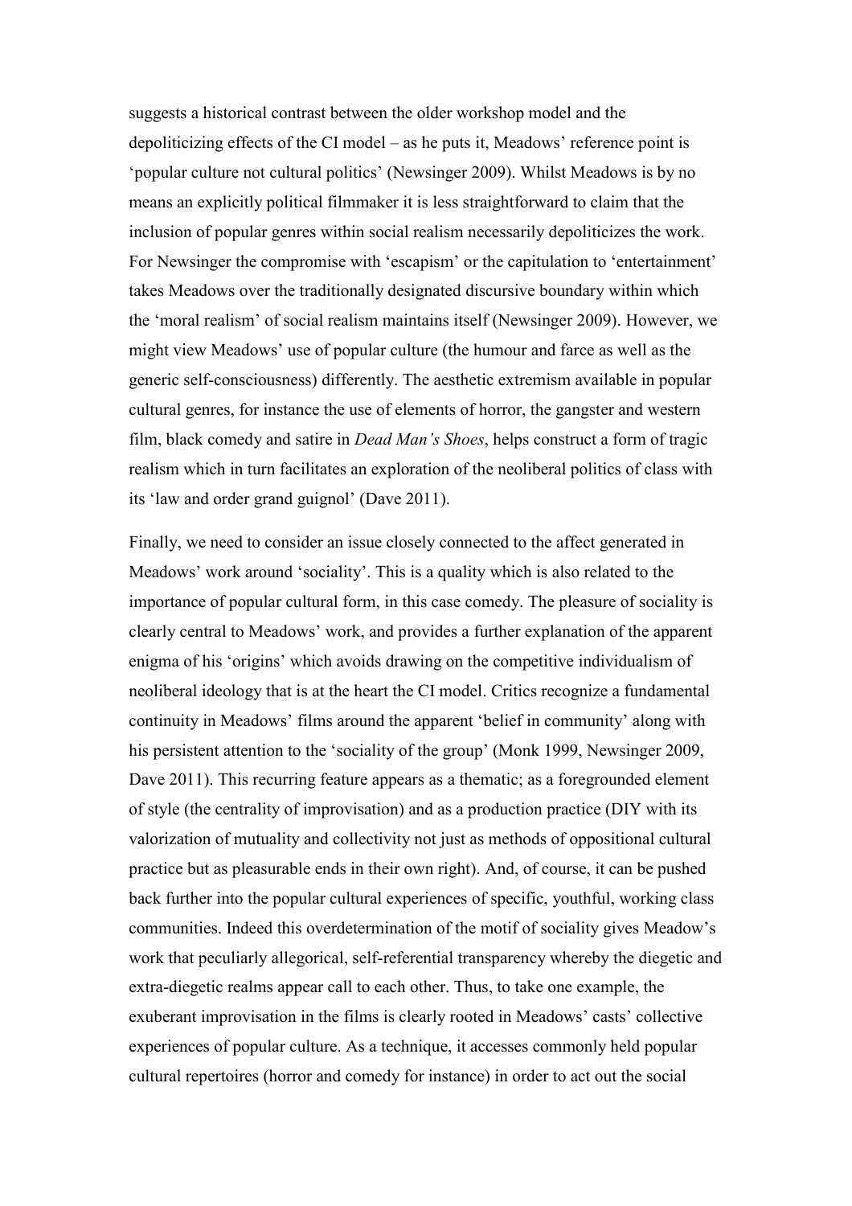suggests a historical contrast between the older workshop model and the depoliticizing effects of the CI model – as he puts it, Meadows' reference point is 'popular culture not cultural politics' (Newsinger 2009). Whilst Meadows is by no means an explicitly political filmmaker it is less straightforward to claim that the inclusion of popular genres within social realism necessarily depoliticizes the work. For Newsinger the compromise with 'escapism' or the capitulation to 'entertainment' takes Meadows over the traditionally designated discursive boundary within which the 'moral realism' of social realism maintains itself (Newsinger 2009). However, we might view Meadows' use of popular culture (the humour and farce as well as the generic self-consciousness) differently. The aesthetic extremism available in popular cultural genres, for instance the use of elements of horror, the gangster and western film, black comedy and satire in *Dead Man's Shoes*, helps construct a form of tragic realism which in turn facilitates an exploration of the neoliberal politics of class with its 'law and order grand guignol' (Dave 2011).

Finally, we need to consider an issue closely connected to the affect generated in Meadows' work around 'sociality'. This is a quality which is also related to the importance of popular cultural form, in this case comedy. The pleasure of sociality is clearly central to Meadows' work, and provides a further explanation of the apparent enigma of his 'origins' which avoids drawing on the competitive individualism of neoliberal ideology that is at the heart the CI model. Critics recognize a fundamental continuity in Meadows' films around the apparent 'belief in community' along with his persistent attention to the 'sociality of the group' (Monk 1999, Newsinger 2009, Dave 2011). This recurring feature appears as a thematic; as a foregrounded element of style (the centrality of improvisation) and as a production practice (DIY with its valorization of mutuality and collectivity not just as methods of oppositional cultural practice but as pleasurable ends in their own right). And, of course, it can be pushed back further into the popular cultural experiences of specific, youthful, working class communities. Indeed this overdetermination of the motif of sociality gives Meadow's work that peculiarly allegorical, self-referential transparency whereby the diegetic and extra-diegetic realms appear call to each other. Thus, to take one example, the exuberant improvisation in the films is clearly rooted in Meadows' casts' collective experiences of popular culture. As a technique, it accesses commonly held popular cultural repertoires (horror and comedy for instance) in order to act out the social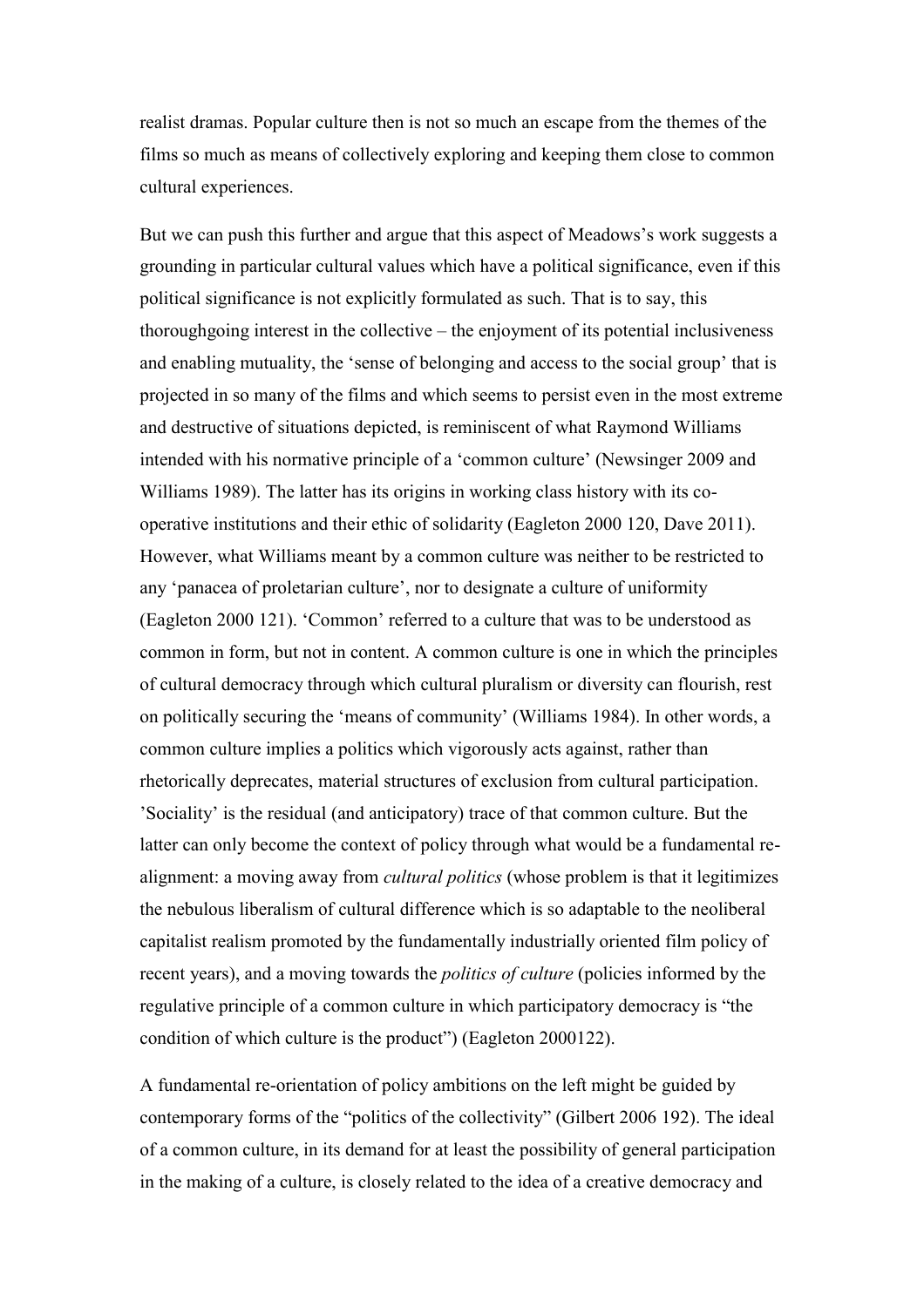realist dramas. Popular culture then is not so much an escape from the themes of the films so much as means of collectively exploring and keeping them close to common cultural experiences.

But we can push this further and argue that this aspect of Meadows's work suggests a grounding in particular cultural values which have a political significance, even if this political significance is not explicitly formulated as such. That is to say, this thoroughgoing interest in the collective – the enjoyment of its potential inclusiveness and enabling mutuality, the 'sense of belonging and access to the social group' that is projected in so many of the films and which seems to persist even in the most extreme and destructive of situations depicted, is reminiscent of what Raymond Williams intended with his normative principle of a 'common culture' (Newsinger 2009 and Williams 1989). The latter has its origins in working class history with its co-operative institutions and their ethic of solidarity (Eagleton 2000 120, Dave 2011). However, what Williams meant by a common culture was neither to be restricted to any 'panacea of proletarian culture', nor to designate a culture of uniformity (Eagleton 2000 121). 'Common' referred to a culture that was to be understood as common in form, but not in content. A common culture is one in which the principles of cultural democracy through which cultural pluralism or diversity can flourish, rest on politically securing the 'means of community' (Williams 1984). In other words, a common culture implies a politics which vigorously acts against, rather than rhetorically deprecates, material structures of exclusion from cultural participation. 'Sociality' is the residual (and anticipatory) trace of that common culture. But the latter can only become the context of policy through what would be a fundamental re-alignment: a moving away from *cultural politics* (whose problem is that it legitimizes the nebulous liberalism of cultural difference which is so adaptable to the neoliberal capitalist realism promoted by the fundamentally industrially oriented film policy of recent years), and a moving towards the *politics of culture* (policies informed by the regulative principle of a common culture in which participatory democracy is "the condition of which culture is the product") (Eagleton 2000122).

A fundamental re-orientation of policy ambitions on the left might be guided by contemporary forms of the "politics of the collectivity" (Gilbert 2006 192). The ideal of a common culture, in its demand for at least the possibility of general participation in the making of a culture, is closely related to the idea of a creative democracy and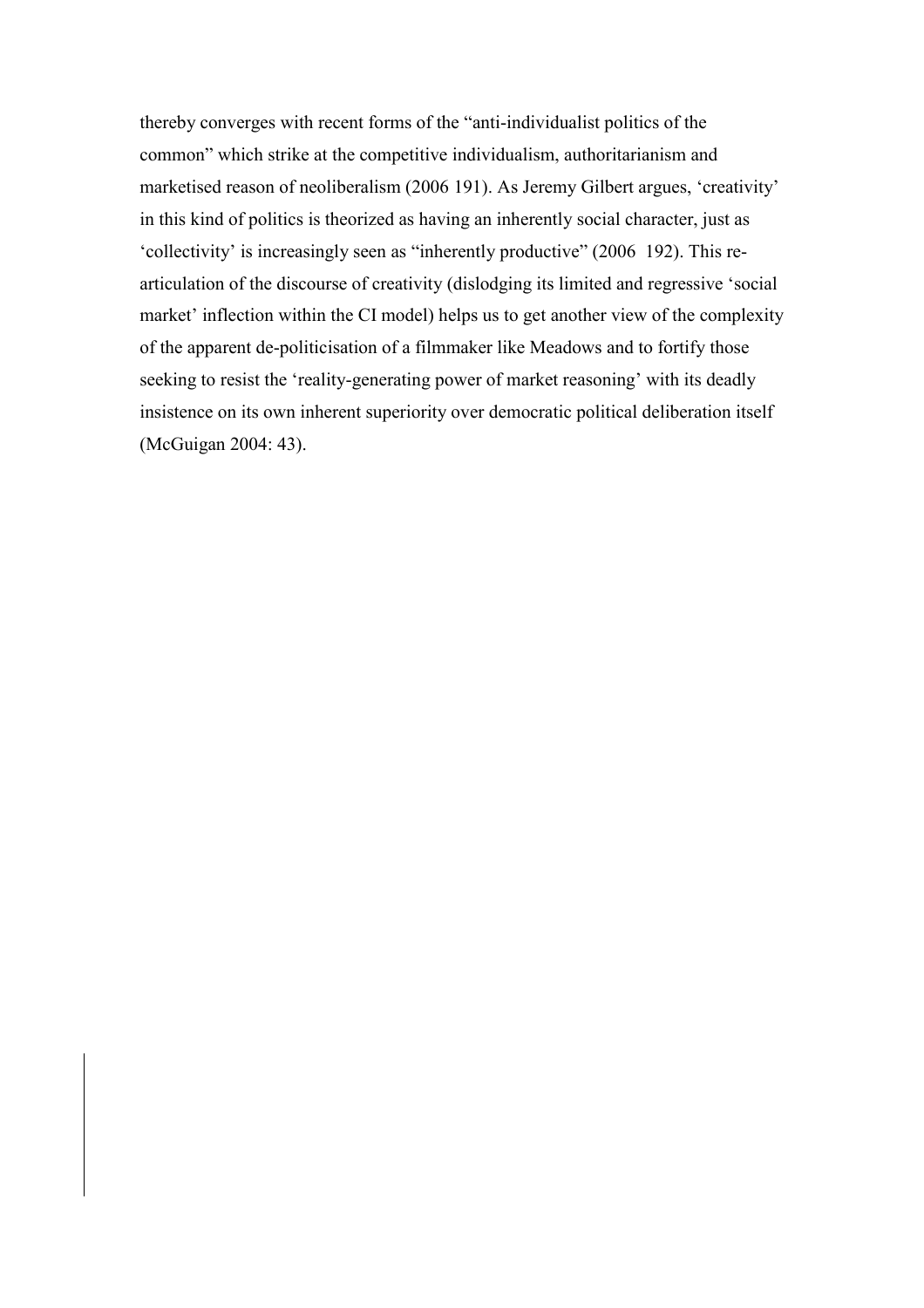thereby converges with recent forms of the "anti-individualist politics of the common" which strike at the competitive individualism, authoritarianism and marketised reason of neoliberalism (2006 191). As Jeremy Gilbert argues, 'creativity' in this kind of politics is theorized as having an inherently social character, just as 'collectivity' is increasingly seen as "inherently productive" (2006  192). This re-articulation of the discourse of creativity (dislodging its limited and regressive 'social market' inflection within the CI model) helps us to get another view of the complexity of the apparent de-politicisation of a filmmaker like Meadows and to fortify those seeking to resist the 'reality-generating power of market reasoning' with its deadly insistence on its own inherent superiority over democratic political deliberation itself (McGuigan 2004: 43).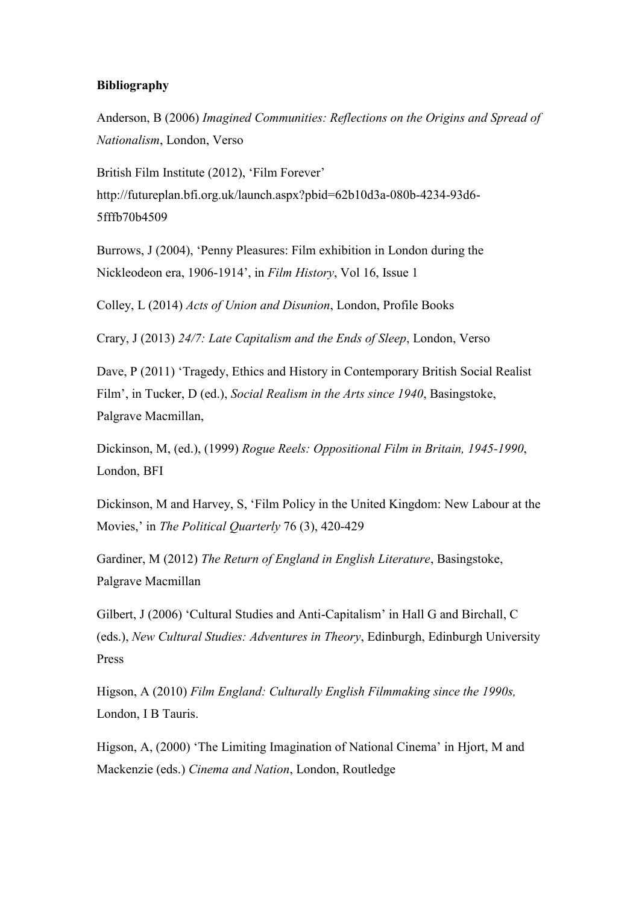**Bibliography**

Anderson, B (2006) *Imagined Communities: Reflections on the Origins and Spread of Nationalism*, London, Verso

British Film Institute (2012), 'Film Forever' http://futureplan.bfi.org.uk/launch.aspx?pbid=62b10d3a-080b-4234-93d6-5fffb70b4509

Burrows, J (2004), 'Penny Pleasures: Film exhibition in London during the Nickleodeon era, 1906-1914', in *Film History*, Vol 16, Issue 1

Colley, L (2014) *Acts of Union and Disunion*, London, Profile Books

Crary, J (2013) *24/7: Late Capitalism and the Ends of Sleep*, London, Verso

Dave, P (2011) 'Tragedy, Ethics and History in Contemporary British Social Realist Film', in Tucker, D (ed.), *Social Realism in the Arts since 1940*, Basingstoke, Palgrave Macmillan,

Dickinson, M, (ed.), (1999) *Rogue Reels: Oppositional Film in Britain, 1945-1990*, London, BFI

Dickinson, M and Harvey, S, 'Film Policy in the United Kingdom: New Labour at the Movies,' in *The Political Quarterly* 76 (3), 420-429

Gardiner, M (2012) *The Return of England in English Literature*, Basingstoke, Palgrave Macmillan

Gilbert, J (2006) 'Cultural Studies and Anti-Capitalism' in Hall G and Birchall, C (eds.), *New Cultural Studies: Adventures in Theory*, Edinburgh, Edinburgh University Press

Higson, A (2010) *Film England: Culturally English Filmmaking since the 1990s,* London, I B Tauris.

Higson, A, (2000) 'The Limiting Imagination of National Cinema' in Hjort, M and Mackenzie (eds.) *Cinema and Nation*, London, Routledge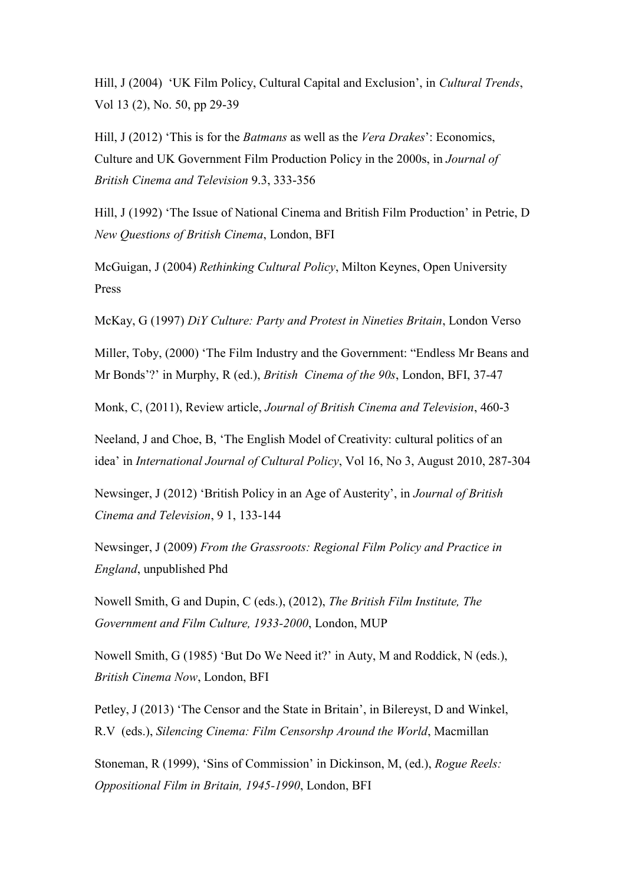Hill, J (2004) 'UK Film Policy, Cultural Capital and Exclusion', in *Cultural Trends*, Vol 13 (2), No. 50, pp 29-39

Hill, J (2012) 'This is for the *Batmans* as well as the *Vera Drakes*': Economics, Culture and UK Government Film Production Policy in the 2000s, in *Journal of British Cinema and Television* 9.3, 333-356

Hill, J (1992) 'The Issue of National Cinema and British Film Production' in Petrie, D *New Questions of British Cinema*, London, BFI

McGuigan, J (2004) *Rethinking Cultural Policy*, Milton Keynes, Open University Press

McKay, G (1997) *DiY Culture: Party and Protest in Nineties Britain*, London Verso

Miller, Toby, (2000) 'The Film Industry and the Government: "Endless Mr Beans and Mr Bonds'?' in Murphy, R (ed.), *British Cinema of the 90s*, London, BFI, 37-47

Monk, C, (2011), Review article, *Journal of British Cinema and Television*, 460-3

Neeland, J and Choe, B, 'The English Model of Creativity: cultural politics of an idea' in *International Journal of Cultural Policy*, Vol 16, No 3, August 2010, 287-304

Newsinger, J (2012) 'British Policy in an Age of Austerity', in *Journal of British Cinema and Television*, 9 1, 133-144

Newsinger, J (2009) *From the Grassroots: Regional Film Policy and Practice in England*, unpublished Phd

Nowell Smith, G and Dupin, C (eds.), (2012), *The British Film Institute, The Government and Film Culture, 1933-2000*, London, MUP

Nowell Smith, G (1985) 'But Do We Need it?' in Auty, M and Roddick, N (eds.), *British Cinema Now*, London, BFI

Petley, J (2013) 'The Censor and the State in Britain', in Bilereyst, D and Winkel, R.V (eds.), *Silencing Cinema: Film Censorshp Around the World*, Macmillan

Stoneman, R (1999), 'Sins of Commission' in Dickinson, M, (ed.), *Rogue Reels: Oppositional Film in Britain, 1945-1990*, London, BFI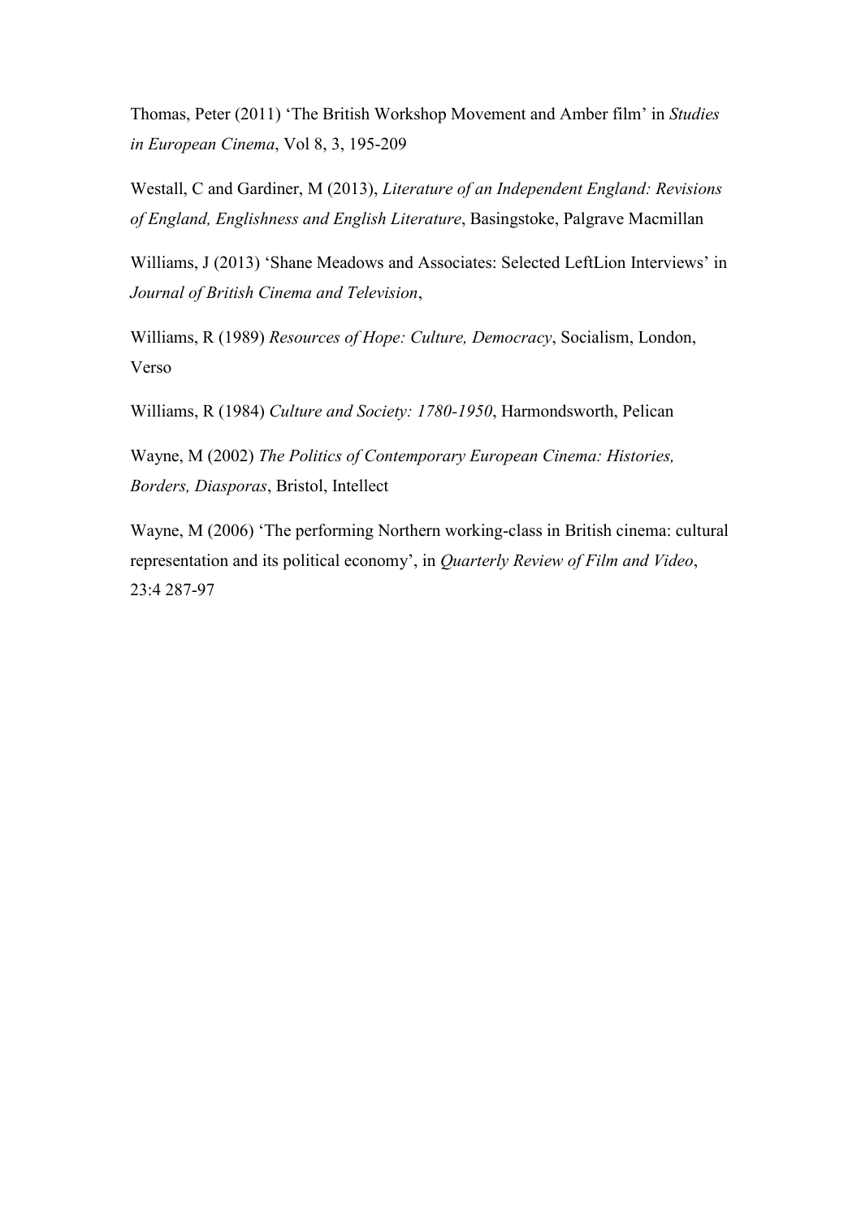Thomas, Peter (2011) 'The British Workshop Movement and Amber film' in *Studies in European Cinema*, Vol 8, 3, 195-209

Westall, C and Gardiner, M (2013), *Literature of an Independent England: Revisions of England, Englishness and English Literature*, Basingstoke, Palgrave Macmillan

Williams, J (2013) 'Shane Meadows and Associates: Selected LeftLion Interviews' in *Journal of British Cinema and Television*,

Williams, R (1989) *Resources of Hope: Culture, Democracy*, Socialism, London, Verso

Williams, R (1984) *Culture and Society: 1780-1950*, Harmondsworth, Pelican

Wayne, M (2002) *The Politics of Contemporary European Cinema: Histories, Borders, Diasporas*, Bristol, Intellect

Wayne, M (2006) 'The performing Northern working-class in British cinema: cultural representation and its political economy', in *Quarterly Review of Film and Video*, 23:4 287-97